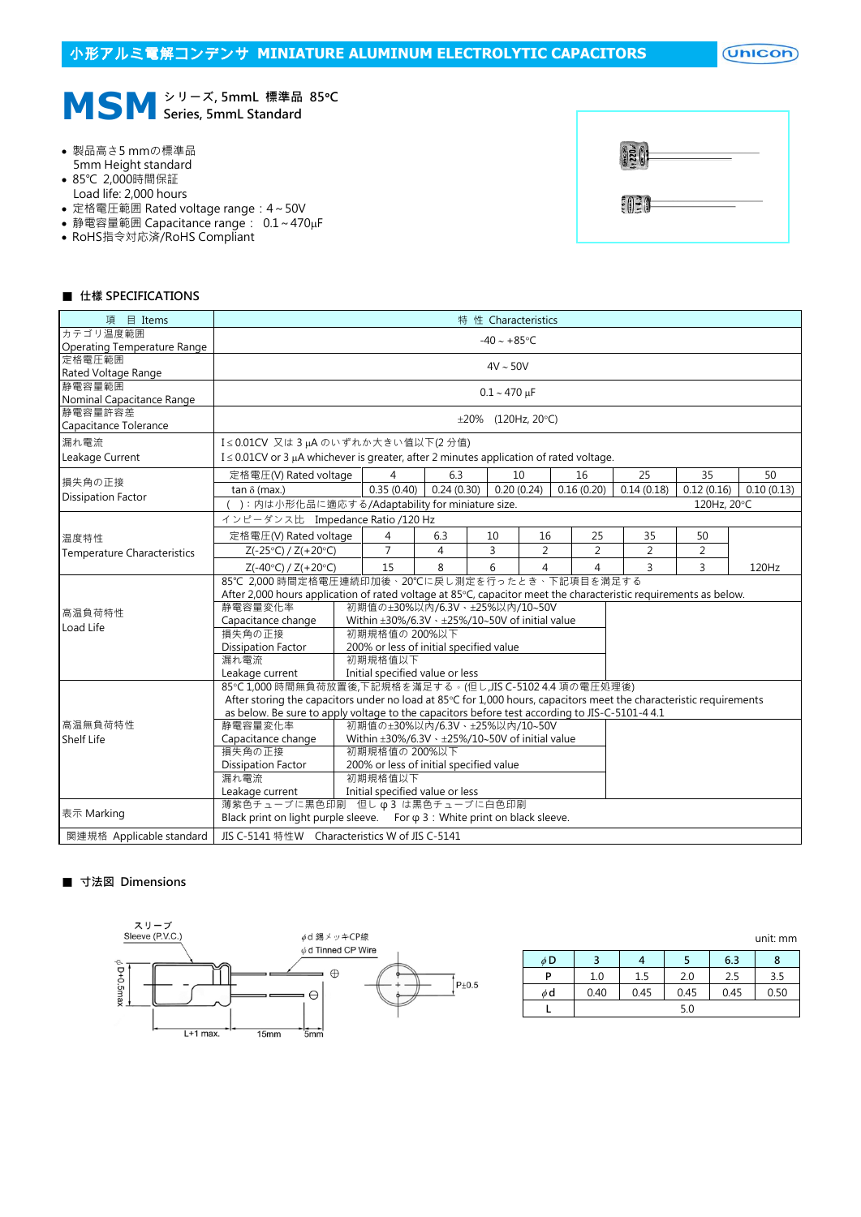# 小形アルミ電解コンデンサ MINIATURE ALUMINUM ELECTROLYTIC CAPACITORS

## MSM シリーズ, 5mmL 標準品 85℃ Series, 5mmL Standard

- 製品高さ5 mmの標準品
  5mm Height standard
- 85℃ 2,000時間保証
  Load life: 2,000 hours
- 定格電圧範囲 Rated voltage range：4～50V
- 静電容量範囲 Capacitance range： 0.1～470μF
- RoHS指令対応済/RoHS Compliant

### ■ 仕様 SPECIFICATIONS

| 項 目 Items | 特 性 Characteristics | | | | | | | |
|---|---|---|---|---|---|---|---|---|
| カテゴリ温度範囲 Operating Temperature Range | -40 ~ +85°C | | | | | | | |
| 定格電圧範囲 Rated Voltage Range | 4V ~ 50V | | | | | | | |
| 静電容量範囲 Nominal Capacitance Range | 0.1 ~ 470 μF | | | | | | | |
| 静電容量許容差 Capacitance Tolerance | ±20% (120Hz, 20°C) | | | | | | | |
| 漏れ電流 Leakage Current | I≤0.01CV 又は 3 μA のいずれか大きい値以下(2 分値) I≤0.01CV or 3 μA whichever is greater, after 2 minutes application of rated voltage. | | | | | | | |
| 損失角の正接 Dissipation Factor | 定格電圧(V) Rated voltage | 4 | 6.3 | 10 | 16 | 25 | 35 | 50 |
| | tan δ (max.) | 0.35 (0.40) | 0.24 (0.30) | 0.20 (0.24) | 0.16 (0.20) | 0.14 (0.18) | 0.12 (0.16) | 0.10 (0.13) |
| | ( )：内は小形化品に適応する/Adaptability for miniature size. | | | | | | 120Hz, 20°C | |
| 温度特性 Temperature Characteristics | インピーダンス比 Impedance Ratio /120 Hz | | | | | | | |
| | 定格電圧(V) Rated voltage | 4 | 6.3 | 10 | 16 | 25 | 35 | 50 |
| | Z(-25°C) / Z(+20°C) | 7 | 4 | 3 | 2 | 2 | 2 | 2 |
| | Z(-40°C) / Z(+20°C) | 15 | 8 | 6 | 4 | 4 | 3 | 3 |
| | | | | | | | | 120Hz |
| 高温負荷特性 Load Life | 85℃ 2,000 時間定格電圧連続印加後、20℃に戻し測定を行ったとき、下記項目を満足する After 2,000 hours application of rated voltage at 85°C, capacitor meet the characteristic requirements as below. | | | | | | | |
| | 静電容量変化率 Capacitance change | 初期値の±30%以内/6.3V、±25%以内/10~50V Within ±30%/6.3V、±25%/10~50V of initial value | | | | | | |
| | 損失角の正接 Dissipation Factor | 初期規格値の 200%以下 200% or less of initial specified value | | | | | | |
| | 漏れ電流 Leakage current | 初期規格値以下 Initial specified value or less | | | | | | |
| 高温無負荷特性 Shelf Life | 85°C 1,000 時間無負荷放置後,下記規格を満足する。(但し,JIS C-5102 4.4 項の電圧処理後) After storing the capacitors under no load at 85°C for 1,000 hours, capacitors meet the characteristic requirements as below. Be sure to apply voltage to the capacitors before test according to JIS-C-5101-4 4.1 | | | | | | | |
| | 静電容量変化率 Capacitance change | 初期値の±30%以内/6.3V、±25%以内/10~50V Within ±30%/6.3V、±25%/10~50V of initial value | | | | | | |
| | 損失角の正接 Dissipation Factor | 初期規格値の 200%以下 200% or less of initial specified value | | | | | | |
| | 漏れ電流 Leakage current | 初期規格値以下 Initial specified value or less | | | | | | |
| 表示 Marking | 薄紫色チューブに黒色印刷 但し φ3 は黒色チューブに白色印刷 Black print on light purple sleeve. For φ3：White print on black sleeve. | | | | | | | |
| 関連規格 Applicable standard | JIS C-5141 特性W Characteristics W of JIS C-5141 | | | | | | | |

### ■ 寸法図 Dimensions

スリーブ Sleeve (P.V.C.)
φd 錫メッキCP線 φd Tinned CP Wire
φD+0.5max
L+1 max. 15mm 5mm
P±0.5

unit: mm

| φD | 3 | 4 | 5 | 6.3 | 8 |
|---|---|---|---|---|---|
| P | 1.0 | 1.5 | 2.0 | 2.5 | 3.5 |
| φd | 0.40 | 0.45 | 0.45 | 0.45 | 0.50 |
| L | 5.0 | | | | |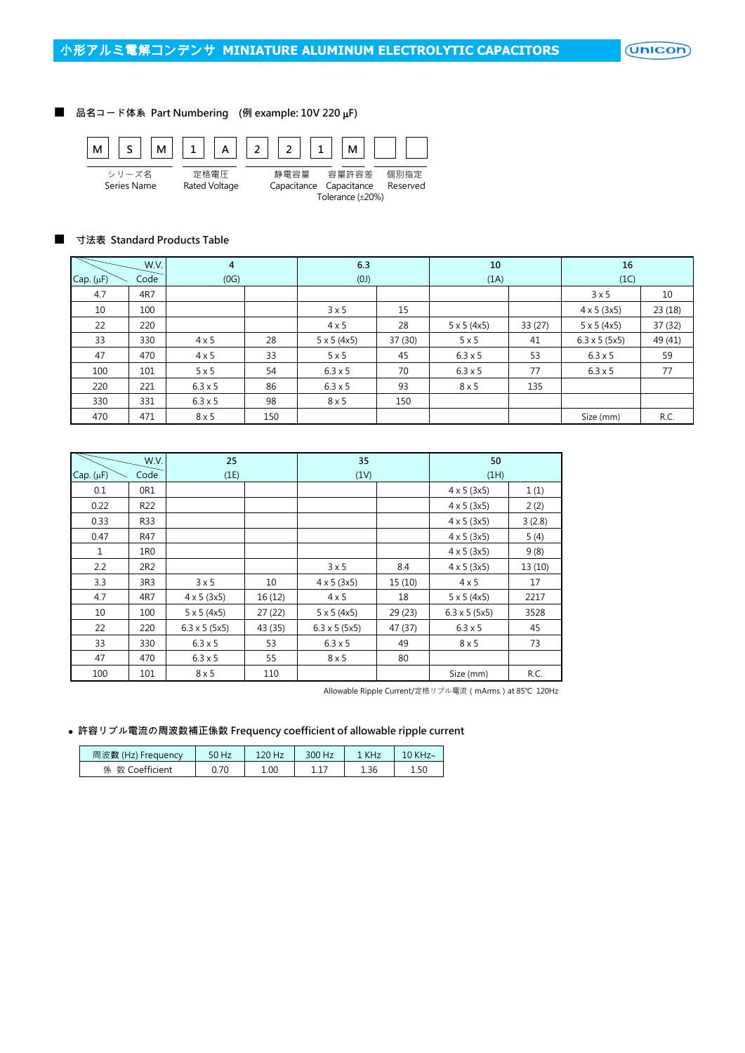## 小形アルミ電解コンデンサ MINIATURE ALUMINUM ELECTROLYTIC CAPACITORS

### ■ 品名コード体系 Part Numbering (例 example: 10V 220 μF)

| M | S | M | 1 | A | 2 | 2 | 1 | M | | |
|---|---|---|---|---|---|---|---|---|---|---|
| シリーズ名 Series Name | | | 定格電圧 Rated Voltage | | 静電容量 Capacitance | | | 容量許容差 Capacitance Tolerance (±20%) | 個別指定 Reserved | |

### ■ 寸法表 Standard Products Table

| Cap. (μF) | W.V. Code | 4 (0G) | | 6.3 (0J) | | 10 (1A) | | 16 (1C) | |
|---|---|---|---|---|---|---|---|---|---|
| 4.7 | 4R7 | | | | | | | 3 x 5 | 10 |
| 10 | 100 | | | 3 x 5 | 15 | | | 4 x 5 (3x5) | 23 (18) |
| 22 | 220 | | | 4 x 5 | 28 | 5 x 5 (4x5) | 33 (27) | 5 x 5 (4x5) | 37 (32) |
| 33 | 330 | 4 x 5 | 28 | 5 x 5 (4x5) | 37 (30) | 5 x 5 | 41 | 6.3 x 5 (5x5) | 49 (41) |
| 47 | 470 | 4 x 5 | 33 | 5 x 5 | 45 | 6.3 x 5 | 53 | 6.3 x 5 | 59 |
| 100 | 101 | 5 x 5 | 54 | 6.3 x 5 | 70 | 6.3 x 5 | 77 | 6.3 x 5 | 77 |
| 220 | 221 | 6.3 x 5 | 86 | 6.3 x 5 | 93 | 8 x 5 | 135 | | |
| 330 | 331 | 6.3 x 5 | 98 | 8 x 5 | 150 | | | | |
| 470 | 471 | 8 x 5 | 150 | | | | | Size (mm) | R.C. |

| Cap. (μF) | W.V. Code | 25 (1E) | | 35 (1V) | | 50 (1H) | |
|---|---|---|---|---|---|---|---|
| 0.1 | 0R1 | | | | | 4 x 5 (3x5) | 1 (1) |
| 0.22 | R22 | | | | | 4 x 5 (3x5) | 2 (2) |
| 0.33 | R33 | | | | | 4 x 5 (3x5) | 3 (2.8) |
| 0.47 | R47 | | | | | 4 x 5 (3x5) | 5 (4) |
| 1 | 1R0 | | | | | 4 x 5 (3x5) | 9 (8) |
| 2.2 | 2R2 | | | 3 x 5 | 8.4 | 4 x 5 (3x5) | 13 (10) |
| 3.3 | 3R3 | 3 x 5 | 10 | 4 x 5 (3x5) | 15 (10) | 4 x 5 | 17 |
| 4.7 | 4R7 | 4 x 5 (3x5) | 16 (12) | 4 x 5 | 18 | 5 x 5 (4x5) | 2217 |
| 10 | 100 | 5 x 5 (4x5) | 27 (22) | 5 x 5 (4x5) | 29 (23) | 6.3 x 5 (5x5) | 3528 |
| 22 | 220 | 6.3 x 5 (5x5) | 43 (35) | 6.3 x 5 (5x5) | 47 (37) | 6.3 x 5 | 45 |
| 33 | 330 | 6.3 x 5 | 53 | 6.3 x 5 | 49 | 8 x 5 | 73 |
| 47 | 470 | 6.3 x 5 | 55 | 8 x 5 | 80 | | |
| 100 | 101 | 8 x 5 | 110 | | | Size (mm) | R.C. |

Allowable Ripple Current/定格リプル電流 ( mArms ) at 85℃ 120Hz

- **許容リプル電流の周波数補正係数 Frequency coefficient of allowable ripple current**

| 周波数 (Hz) Frequency | 50 Hz | 120 Hz | 300 Hz | 1 KHz | 10 KHz~ |
|---|---|---|---|---|---|
| 係 数 Coefficient | 0.70 | 1.00 | 1.17 | 1.36 | 1.50 |